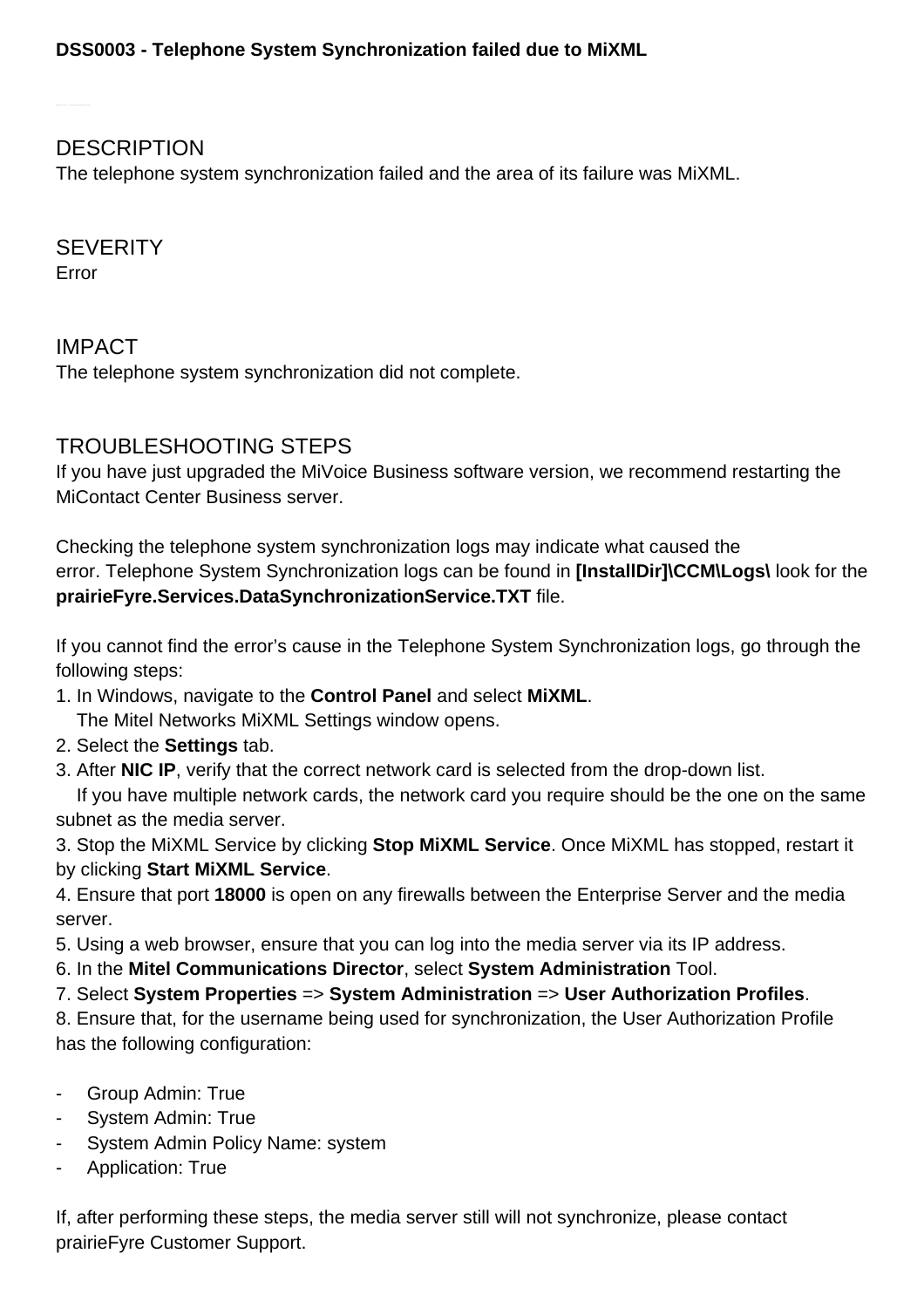**DSS0003 - Telephone System Synchronization failed due to MiXML**

## DESCRIPTION

The telephone system synchronization failed and the area of its failure was MiXML.

## SEVERITY

Error

## IMPACT

The telephone system synchronization did not complete.

## TROUBLESHOOTING STEPS

If you have just upgraded the MiVoice Business software version, we recommend restarting the MiContact Center Business server.

Checking the telephone system synchronization logs may indicate what caused the error. Telephone System Synchronization logs can be found in **[InstallDir]\CCM\Logs\** look for the **prairieFyre.Services.DataSynchronizationService.TXT** file.

If you cannot find the error's cause in the Telephone System Synchronization logs, go through the following steps:

1. In Windows, navigate to the **Control Panel** and select **MiXML**.
   The Mitel Networks MiXML Settings window opens.
2. Select the **Settings** tab.
3. After **NIC IP**, verify that the correct network card is selected from the drop-down list.
   If you have multiple network cards, the network card you require should be the one on the same subnet as the media server.
3. Stop the MiXML Service by clicking **Stop MiXML Service**. Once MiXML has stopped, restart it by clicking **Start MiXML Service**.
4. Ensure that port **18000** is open on any firewalls between the Enterprise Server and the media server.
5. Using a web browser, ensure that you can log into the media server via its IP address.
6. In the **Mitel Communications Director**, select **System Administration** Tool.
7. Select **System Properties** => **System Administration** => **User Authorization Profiles**.
8. Ensure that, for the username being used for synchronization, the User Authorization Profile has the following configuration:

- Group Admin: True
- System Admin: True
- System Admin Policy Name: system
- Application: True

If, after performing these steps, the media server still will not synchronize, please contact prairieFyre Customer Support.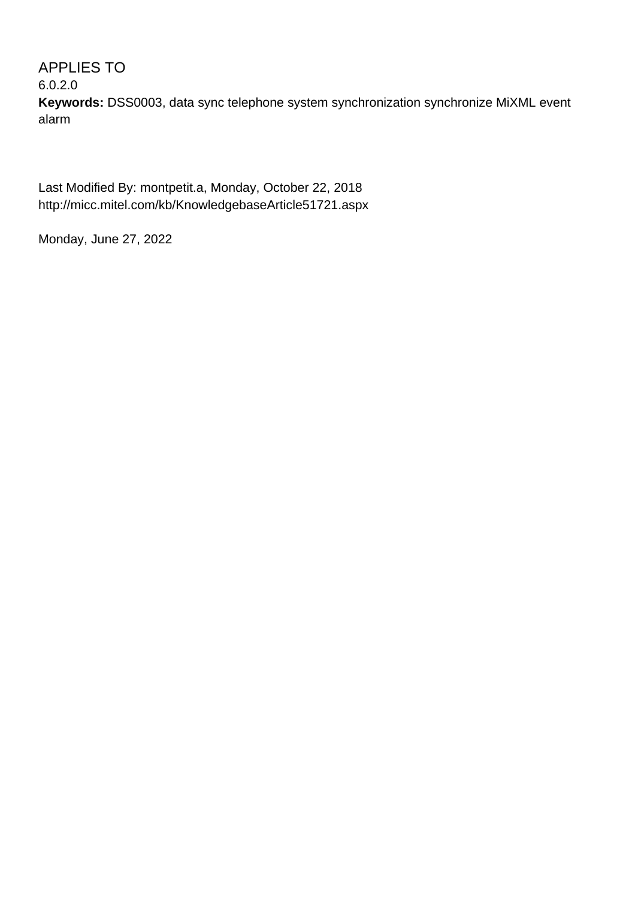## APPLIES TO

6.0.2.0

**Keywords:** DSS0003, data sync telephone system synchronization synchronize MiXML event alarm

Last Modified By: montpetit.a, Monday, October 22, 2018
http://micc.mitel.com/kb/KnowledgebaseArticle51721.aspx

Monday, June 27, 2022